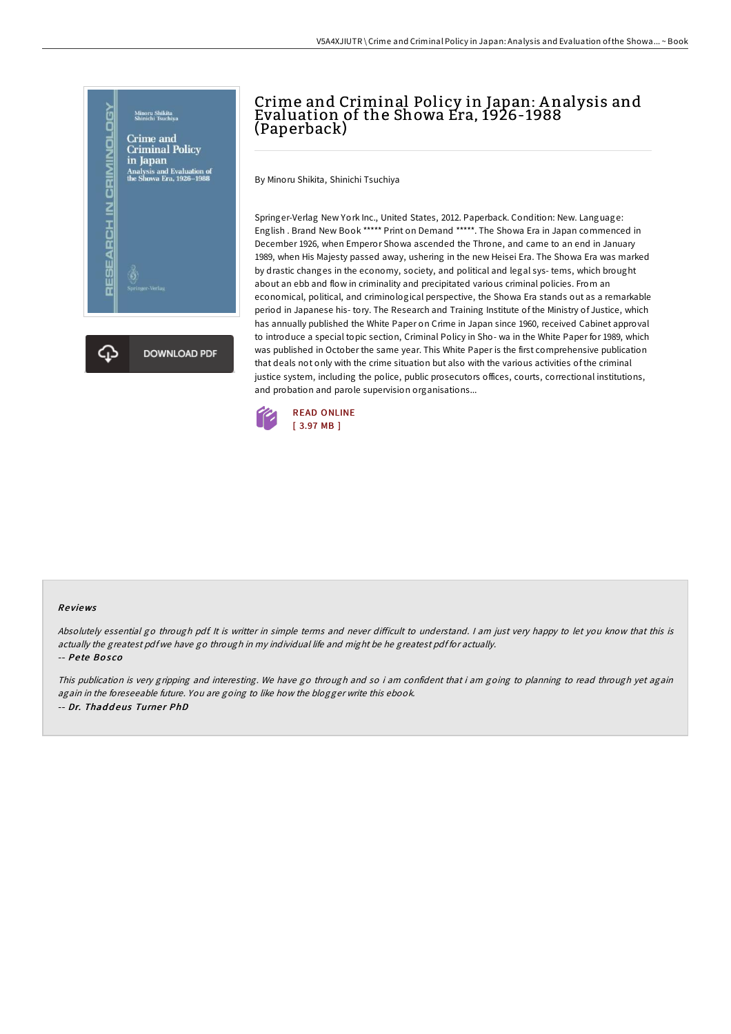# Crime and Criminal Policy in Japan: Analysis and Evaluation of the Showa Era, 1926-1988 (Paperback)

By Minoru Shikita, Shinichi Tsuchiya

Springer-Verlag New York Inc., United States, 2012. Paperback. Condition: New. Language: English . Brand New Book ***** Print on Demand *****. The Showa Era in Japan commenced in December 1926, when Emperor Showa ascended the Throne, and came to an end in January 1989, when His Majesty passed away, ushering in the new Heisei Era. The Showa Era was marked by drastic changes in the economy, society, and political and legal sys- tems, which brought about an ebb and flow in criminality and precipitated various criminal policies. From an economical, political, and criminological perspective, the Showa Era stands out as a remarkable period in Japanese his- tory. The Research and Training Institute of the Ministry of Justice, which has annually published the White Paper on Crime in Japan since 1960, received Cabinet approval to introduce a special topic section, Criminal Policy in Sho- wa in the White Paper for 1989, which was published in October the same year. This White Paper is the first comprehensive publication that deals not only with the crime situation but also with the various activities of the criminal justice system, including the police, public prosecutors offices, courts, correctional institutions, and probation and parole supervision organisations...

READ ONLINE
[ 3.97 MB ]

## Reviews

*Absolutely essential go through pdf. It is writter in simple terms and never difficult to understand. I am just very happy to let you know that this is actually the greatest pdf we have go through in my individual life and might be he greatest pdf for actually.*

-- *Pete Bosco*

*This publication is very gripping and interesting. We have go through and so i am confident that i am going to planning to read through yet again again in the foreseeable future. You are going to like how the blogger write this ebook.*

-- *Dr. Thaddeus Turner PhD*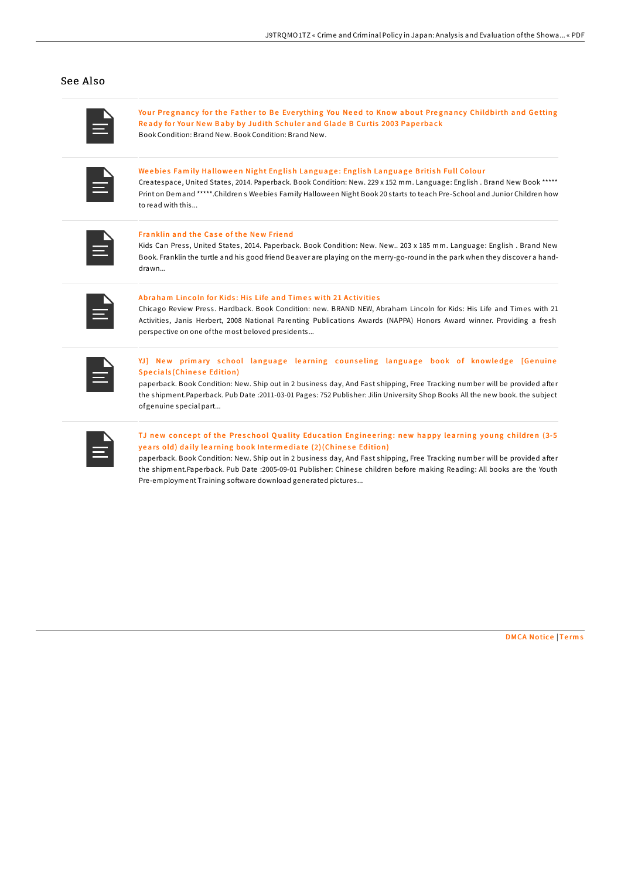## See Also

**Your Pregnancy for the Father to Be Everything You Need to Know about Pregnancy Childbirth and Getting Ready for Your New Baby by Judith Schuler and Glade B Curtis 2003 Paperback**

Book Condition: Brand New. Book Condition: Brand New.

**Weebies Family Halloween Night English Language: English Language British Full Colour**

Createspace, United States, 2014. Paperback. Book Condition: New. 229 x 152 mm. Language: English . Brand New Book ***** Print on Demand *****.Children s Weebies Family Halloween Night Book 20 starts to teach Pre-School and Junior Children how to read with this...

**Franklin and the Case of the New Friend**

Kids Can Press, United States, 2014. Paperback. Book Condition: New. New.. 203 x 185 mm. Language: English . Brand New Book. Franklin the turtle and his good friend Beaver are playing on the merry-go-round in the park when they discover a hand-drawn...

**Abraham Lincoln for Kids: His Life and Times with 21 Activities**

Chicago Review Press. Hardback. Book Condition: new. BRAND NEW, Abraham Lincoln for Kids: His Life and Times with 21 Activities, Janis Herbert, 2008 National Parenting Publications Awards (NAPPA) Honors Award winner. Providing a fresh perspective on one of the most beloved presidents...

**YJ] New primary school language learning counseling language book of knowledge [Genuine Specials(Chinese Edition)**

paperback. Book Condition: New. Ship out in 2 business day, And Fast shipping, Free Tracking number will be provided after the shipment.Paperback. Pub Date :2011-03-01 Pages: 752 Publisher: Jilin University Shop Books All the new book. the subject of genuine special part...

**TJ new concept of the Preschool Quality Education Engineering: new happy learning young children (3-5 years old) daily learning book Intermediate (2)(Chinese Edition)**

paperback. Book Condition: New. Ship out in 2 business day, And Fast shipping, Free Tracking number will be provided after the shipment.Paperback. Pub Date :2005-09-01 Publisher: Chinese children before making Reading: All books are the Youth Pre-employment Training software download generated pictures...